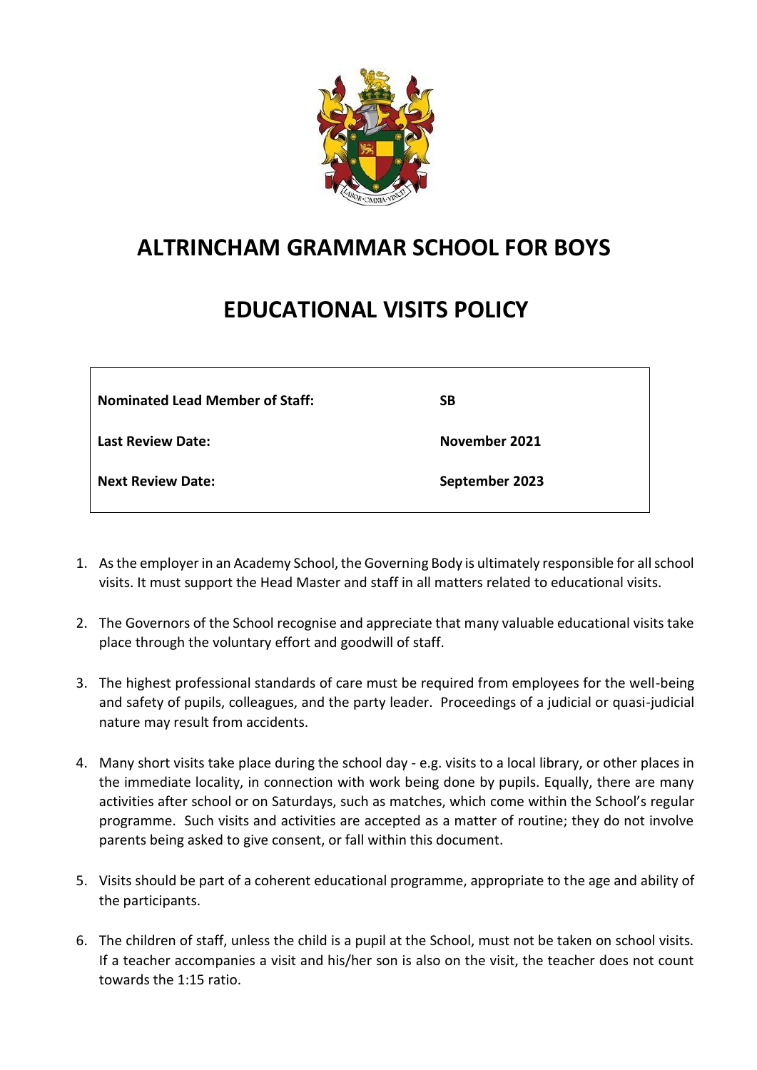# ALTRINCHAM GRAMMAR SCHOOL FOR BOYS

# EDUCATIONAL VISITS POLICY

| | |
|---|---|
| **Nominated Lead Member of Staff:** | **SB** |
| **Last Review Date:** | **November 2021** |
| **Next Review Date:** | **September 2023** |

1. As the employer in an Academy School, the Governing Body is ultimately responsible for all school visits. It must support the Head Master and staff in all matters related to educational visits.

2. The Governors of the School recognise and appreciate that many valuable educational visits take place through the voluntary effort and goodwill of staff.

3. The highest professional standards of care must be required from employees for the well-being and safety of pupils, colleagues, and the party leader. Proceedings of a judicial or quasi-judicial nature may result from accidents.

4. Many short visits take place during the school day - e.g. visits to a local library, or other places in the immediate locality, in connection with work being done by pupils. Equally, there are many activities after school or on Saturdays, such as matches, which come within the School's regular programme. Such visits and activities are accepted as a matter of routine; they do not involve parents being asked to give consent, or fall within this document.

5. Visits should be part of a coherent educational programme, appropriate to the age and ability of the participants.

6. The children of staff, unless the child is a pupil at the School, must not be taken on school visits. If a teacher accompanies a visit and his/her son is also on the visit, the teacher does not count towards the 1:15 ratio.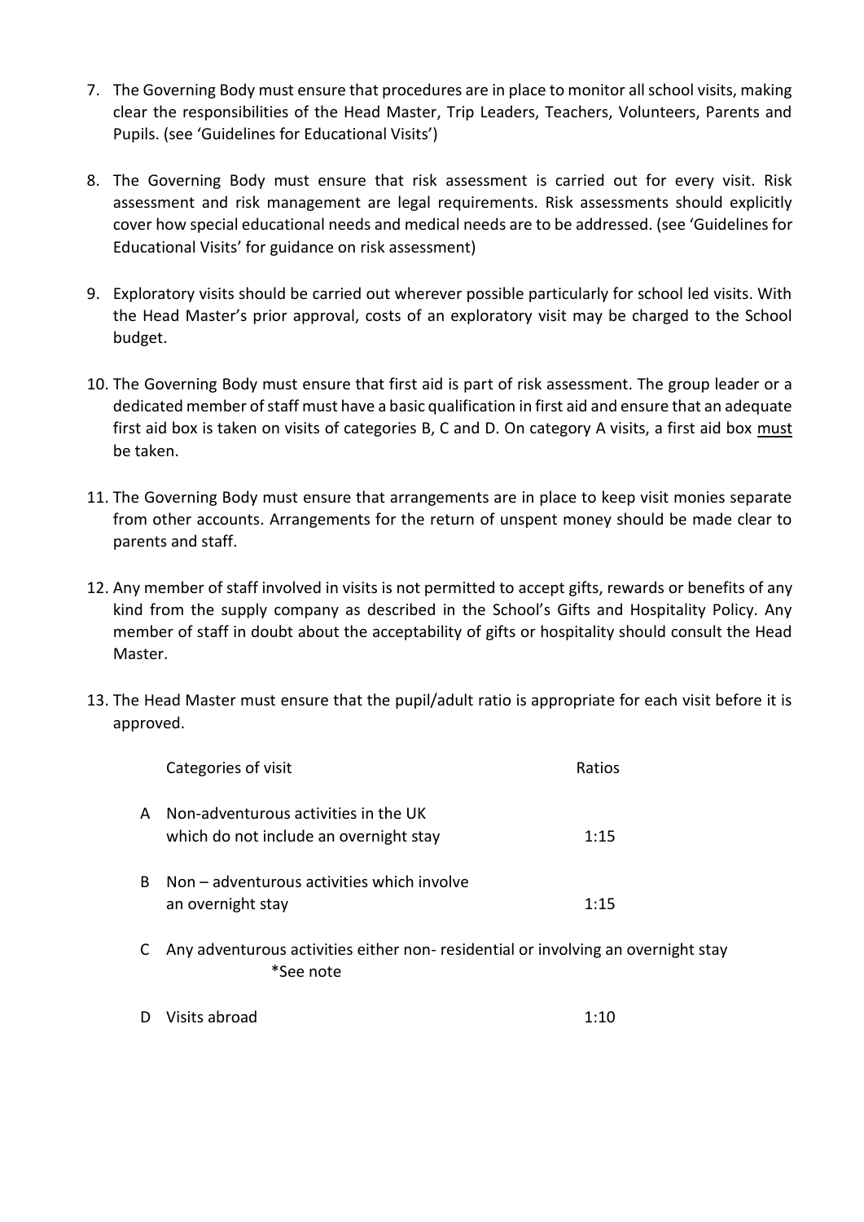7. The Governing Body must ensure that procedures are in place to monitor all school visits, making clear the responsibilities of the Head Master, Trip Leaders, Teachers, Volunteers, Parents and Pupils. (see 'Guidelines for Educational Visits')

8. The Governing Body must ensure that risk assessment is carried out for every visit. Risk assessment and risk management are legal requirements. Risk assessments should explicitly cover how special educational needs and medical needs are to be addressed. (see 'Guidelines for Educational Visits' for guidance on risk assessment)

9. Exploratory visits should be carried out wherever possible particularly for school led visits. With the Head Master's prior approval, costs of an exploratory visit may be charged to the School budget.

10. The Governing Body must ensure that first aid is part of risk assessment. The group leader or a dedicated member of staff must have a basic qualification in first aid and ensure that an adequate first aid box is taken on visits of categories B, C and D. On category A visits, a first aid box <u>must</u> be taken.

11. The Governing Body must ensure that arrangements are in place to keep visit monies separate from other accounts. Arrangements for the return of unspent money should be made clear to parents and staff.

12. Any member of staff involved in visits is not permitted to accept gifts, rewards or benefits of any kind from the supply company as described in the School's Gifts and Hospitality Policy. Any member of staff in doubt about the acceptability of gifts or hospitality should consult the Head Master.

13. The Head Master must ensure that the pupil/adult ratio is appropriate for each visit before it is approved.

| | Categories of visit | Ratios |
|---|---|---|
| A | Non-adventurous activities in the UK which do not include an overnight stay | 1:15 |
| B | Non – adventurous activities which involve an overnight stay | 1:15 |
| C | Any adventurous activities either non- residential or involving an overnight stay *See note | |
| D | Visits abroad | 1:10 |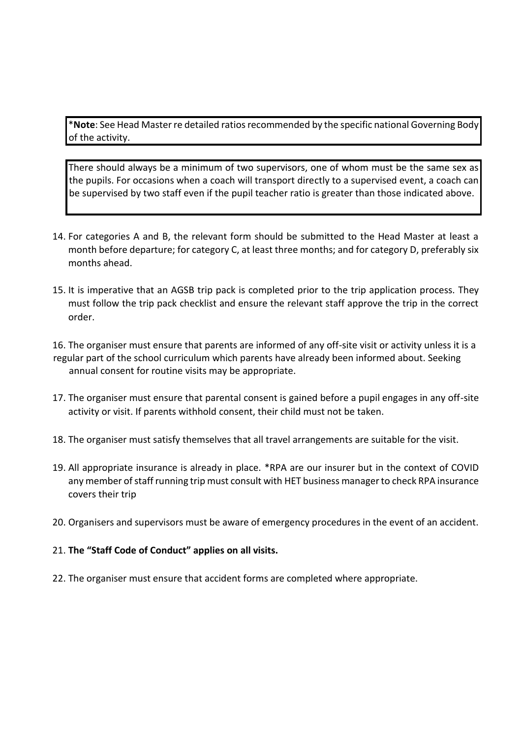*__Note__: See Head Master re detailed ratios recommended by the specific national Governing Body of the activity.

There should always be a minimum of two supervisors, one of whom must be the same sex as the pupils. For occasions when a coach will transport directly to a supervised event, a coach can be supervised by two staff even if the pupil teacher ratio is greater than those indicated above.

14. For categories A and B, the relevant form should be submitted to the Head Master at least a month before departure; for category C, at least three months; and for category D, preferably six months ahead.

15. It is imperative that an AGSB trip pack is completed prior to the trip application process. They must follow the trip pack checklist and ensure the relevant staff approve the trip in the correct order.

16. The organiser must ensure that parents are informed of any off-site visit or activity unless it is a regular part of the school curriculum which parents have already been informed about. Seeking annual consent for routine visits may be appropriate.

17. The organiser must ensure that parental consent is gained before a pupil engages in any off-site activity or visit. If parents withhold consent, their child must not be taken.

18. The organiser must satisfy themselves that all travel arrangements are suitable for the visit.

19. All appropriate insurance is already in place. *RPA are our insurer but in the context of COVID any member of staff running trip must consult with HET business manager to check RPA insurance covers their trip

20. Organisers and supervisors must be aware of emergency procedures in the event of an accident.

21. **The "Staff Code of Conduct" applies on all visits.**

22. The organiser must ensure that accident forms are completed where appropriate.